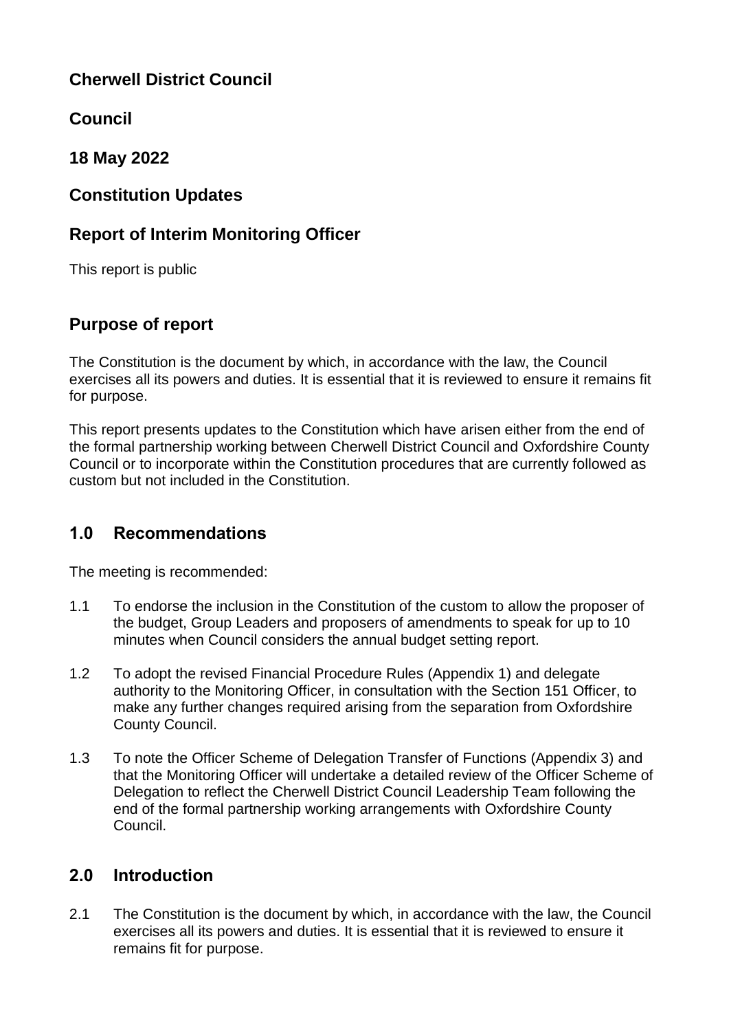**Cherwell District Council**

**Council**

**18 May 2022**

**Constitution Updates**

**Report of Interim Monitoring Officer**

This report is public

## Purpose of report

The Constitution is the document by which, in accordance with the law, the Council exercises all its powers and duties. It is essential that it is reviewed to ensure it remains fit for purpose.

This report presents updates to the Constitution which have arisen either from the end of the formal partnership working between Cherwell District Council and Oxfordshire County Council or to incorporate within the Constitution procedures that are currently followed as custom but not included in the Constitution.

## 1.0 Recommendations

The meeting is recommended:

1.1 To endorse the inclusion in the Constitution of the custom to allow the proposer of the budget, Group Leaders and proposers of amendments to speak for up to 10 minutes when Council considers the annual budget setting report.

1.2 To adopt the revised Financial Procedure Rules (Appendix 1) and delegate authority to the Monitoring Officer, in consultation with the Section 151 Officer, to make any further changes required arising from the separation from Oxfordshire County Council.

1.3 To note the Officer Scheme of Delegation Transfer of Functions (Appendix 3) and that the Monitoring Officer will undertake a detailed review of the Officer Scheme of Delegation to reflect the Cherwell District Council Leadership Team following the end of the formal partnership working arrangements with Oxfordshire County Council.

## 2.0 Introduction

2.1 The Constitution is the document by which, in accordance with the law, the Council exercises all its powers and duties. It is essential that it is reviewed to ensure it remains fit for purpose.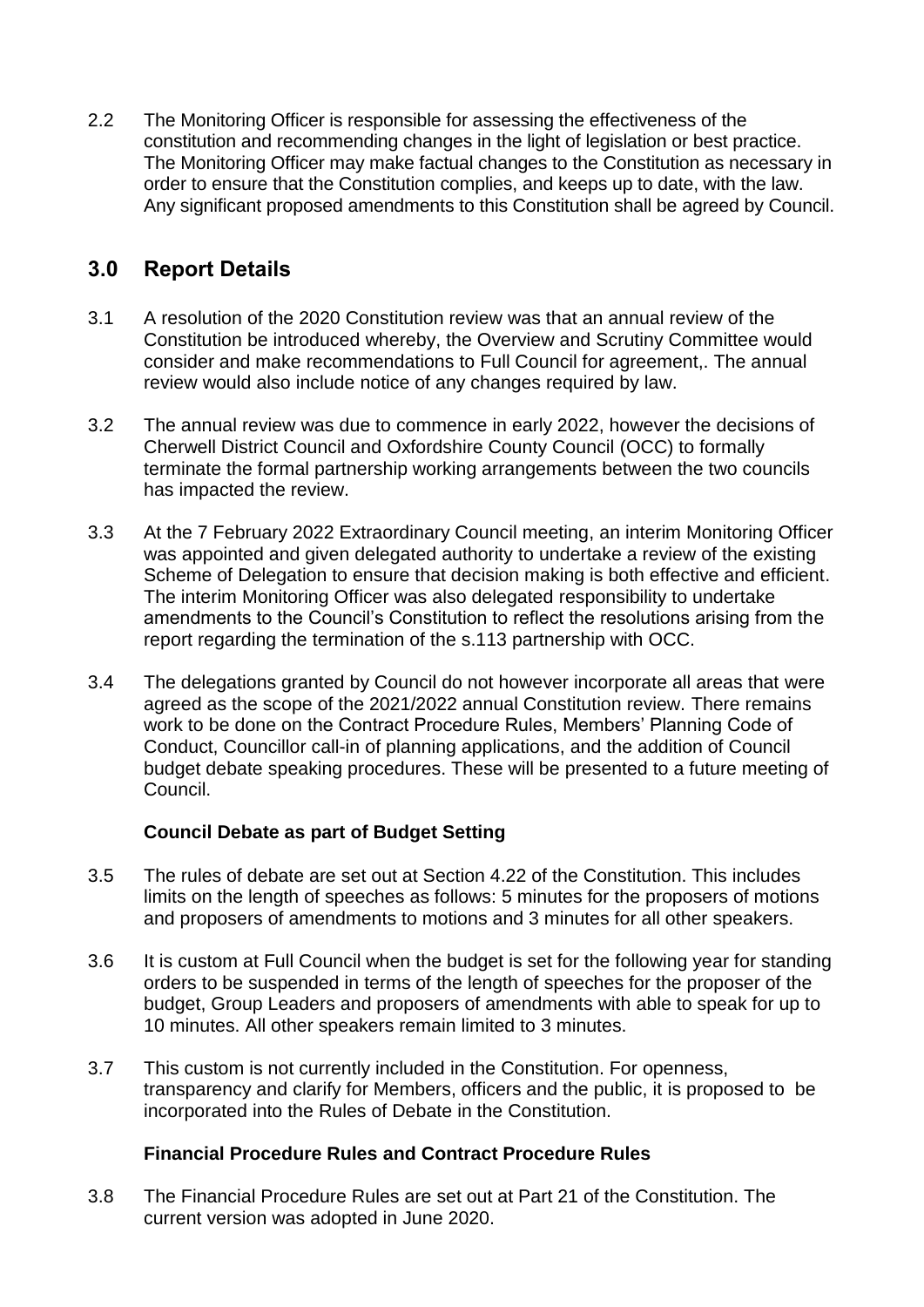2.2 The Monitoring Officer is responsible for assessing the effectiveness of the constitution and recommending changes in the light of legislation or best practice. The Monitoring Officer may make factual changes to the Constitution as necessary in order to ensure that the Constitution complies, and keeps up to date, with the law. Any significant proposed amendments to this Constitution shall be agreed by Council.

## 3.0 Report Details

3.1 A resolution of the 2020 Constitution review was that an annual review of the Constitution be introduced whereby, the Overview and Scrutiny Committee would consider and make recommendations to Full Council for agreement,. The annual review would also include notice of any changes required by law.

3.2 The annual review was due to commence in early 2022, however the decisions of Cherwell District Council and Oxfordshire County Council (OCC) to formally terminate the formal partnership working arrangements between the two councils has impacted the review.

3.3 At the 7 February 2022 Extraordinary Council meeting, an interim Monitoring Officer was appointed and given delegated authority to undertake a review of the existing Scheme of Delegation to ensure that decision making is both effective and efficient. The interim Monitoring Officer was also delegated responsibility to undertake amendments to the Council's Constitution to reflect the resolutions arising from the report regarding the termination of the s.113 partnership with OCC.

3.4 The delegations granted by Council do not however incorporate all areas that were agreed as the scope of the 2021/2022 annual Constitution review. There remains work to be done on the Contract Procedure Rules, Members' Planning Code of Conduct, Councillor call-in of planning applications, and the addition of Council budget debate speaking procedures. These will be presented to a future meeting of Council.

**Council Debate as part of Budget Setting**

3.5 The rules of debate are set out at Section 4.22 of the Constitution. This includes limits on the length of speeches as follows: 5 minutes for the proposers of motions and proposers of amendments to motions and 3 minutes for all other speakers.

3.6 It is custom at Full Council when the budget is set for the following year for standing orders to be suspended in terms of the length of speeches for the proposer of the budget, Group Leaders and proposers of amendments with able to speak for up to 10 minutes. All other speakers remain limited to 3 minutes.

3.7 This custom is not currently included in the Constitution. For openness, transparency and clarify for Members, officers and the public, it is proposed to be incorporated into the Rules of Debate in the Constitution.

**Financial Procedure Rules and Contract Procedure Rules**

3.8 The Financial Procedure Rules are set out at Part 21 of the Constitution. The current version was adopted in June 2020.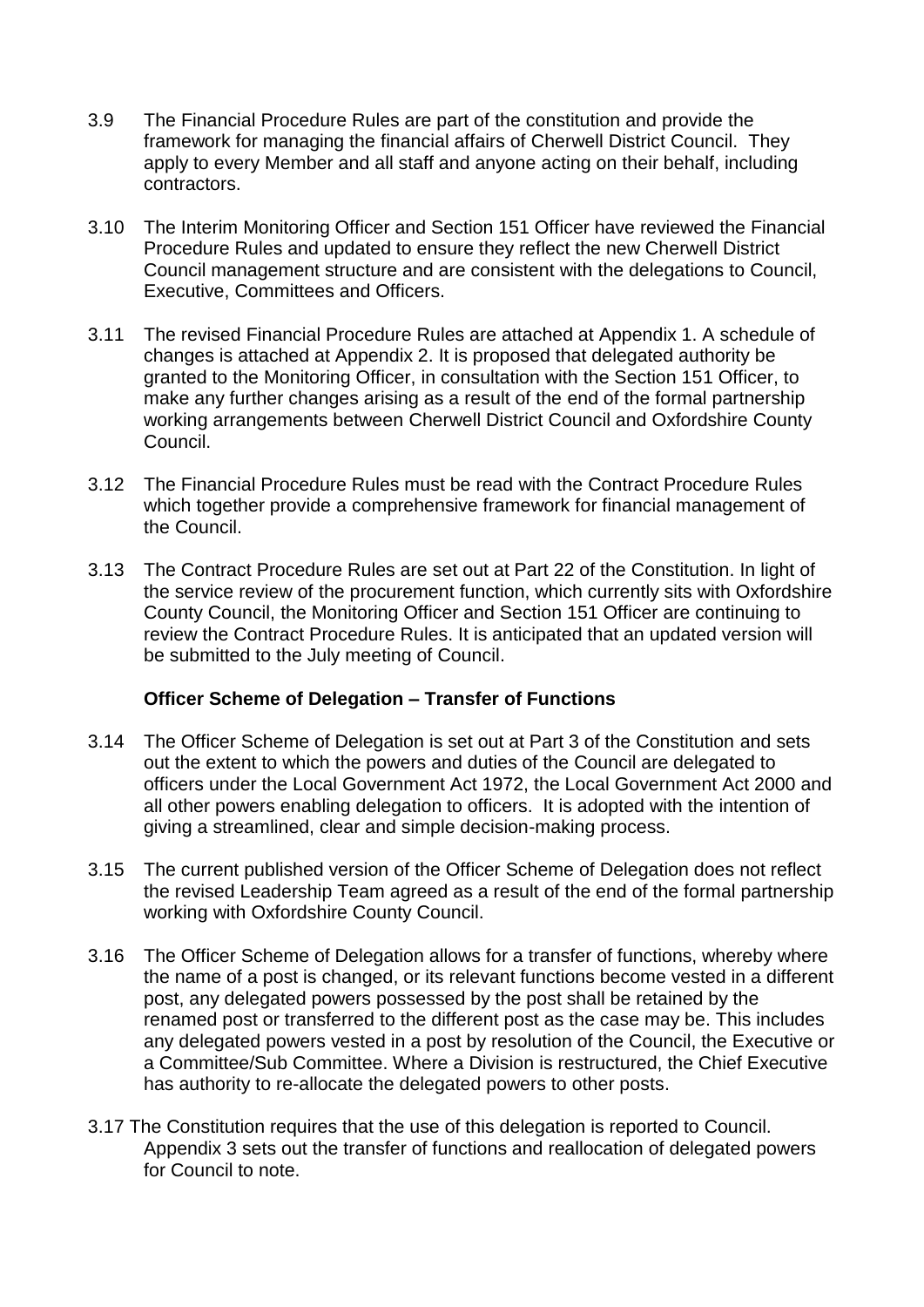3.9 The Financial Procedure Rules are part of the constitution and provide the framework for managing the financial affairs of Cherwell District Council. They apply to every Member and all staff and anyone acting on their behalf, including contractors.

3.10 The Interim Monitoring Officer and Section 151 Officer have reviewed the Financial Procedure Rules and updated to ensure they reflect the new Cherwell District Council management structure and are consistent with the delegations to Council, Executive, Committees and Officers.

3.11 The revised Financial Procedure Rules are attached at Appendix 1. A schedule of changes is attached at Appendix 2. It is proposed that delegated authority be granted to the Monitoring Officer, in consultation with the Section 151 Officer, to make any further changes arising as a result of the end of the formal partnership working arrangements between Cherwell District Council and Oxfordshire County Council.

3.12 The Financial Procedure Rules must be read with the Contract Procedure Rules which together provide a comprehensive framework for financial management of the Council.

3.13 The Contract Procedure Rules are set out at Part 22 of the Constitution. In light of the service review of the procurement function, which currently sits with Oxfordshire County Council, the Monitoring Officer and Section 151 Officer are continuing to review the Contract Procedure Rules. It is anticipated that an updated version will be submitted to the July meeting of Council.

**Officer Scheme of Delegation – Transfer of Functions**

3.14 The Officer Scheme of Delegation is set out at Part 3 of the Constitution and sets out the extent to which the powers and duties of the Council are delegated to officers under the Local Government Act 1972, the Local Government Act 2000 and all other powers enabling delegation to officers. It is adopted with the intention of giving a streamlined, clear and simple decision-making process.

3.15 The current published version of the Officer Scheme of Delegation does not reflect the revised Leadership Team agreed as a result of the end of the formal partnership working with Oxfordshire County Council.

3.16 The Officer Scheme of Delegation allows for a transfer of functions, whereby where the name of a post is changed, or its relevant functions become vested in a different post, any delegated powers possessed by the post shall be retained by the renamed post or transferred to the different post as the case may be. This includes any delegated powers vested in a post by resolution of the Council, the Executive or a Committee/Sub Committee. Where a Division is restructured, the Chief Executive has authority to re-allocate the delegated powers to other posts.

3.17 The Constitution requires that the use of this delegation is reported to Council. Appendix 3 sets out the transfer of functions and reallocation of delegated powers for Council to note.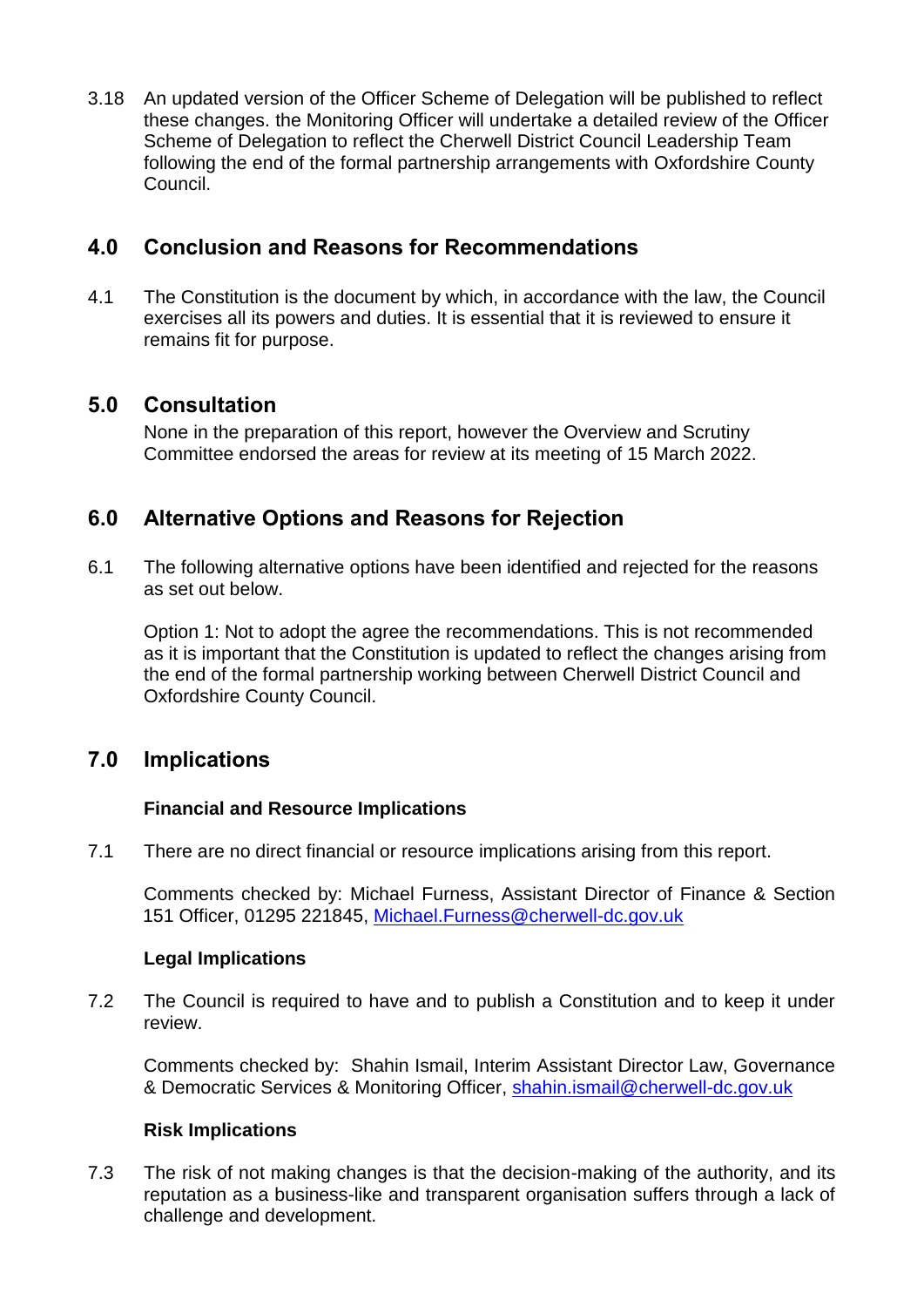3.18 An updated version of the Officer Scheme of Delegation will be published to reflect these changes. the Monitoring Officer will undertake a detailed review of the Officer Scheme of Delegation to reflect the Cherwell District Council Leadership Team following the end of the formal partnership arrangements with Oxfordshire County Council.

## 4.0 Conclusion and Reasons for Recommendations

4.1 The Constitution is the document by which, in accordance with the law, the Council exercises all its powers and duties. It is essential that it is reviewed to ensure it remains fit for purpose.

## 5.0 Consultation

None in the preparation of this report, however the Overview and Scrutiny Committee endorsed the areas for review at its meeting of 15 March 2022.

## 6.0 Alternative Options and Reasons for Rejection

6.1 The following alternative options have been identified and rejected for the reasons as set out below.

Option 1: Not to adopt the agree the recommendations. This is not recommended as it is important that the Constitution is updated to reflect the changes arising from the end of the formal partnership working between Cherwell District Council and Oxfordshire County Council.

## 7.0 Implications

**Financial and Resource Implications**

7.1 There are no direct financial or resource implications arising from this report.

Comments checked by: Michael Furness, Assistant Director of Finance & Section 151 Officer, 01295 221845, Michael.Furness@cherwell-dc.gov.uk

**Legal Implications**

7.2 The Council is required to have and to publish a Constitution and to keep it under review.

Comments checked by: Shahin Ismail, Interim Assistant Director Law, Governance & Democratic Services & Monitoring Officer, shahin.ismail@cherwell-dc.gov.uk

**Risk Implications**

7.3 The risk of not making changes is that the decision-making of the authority, and its reputation as a business-like and transparent organisation suffers through a lack of challenge and development.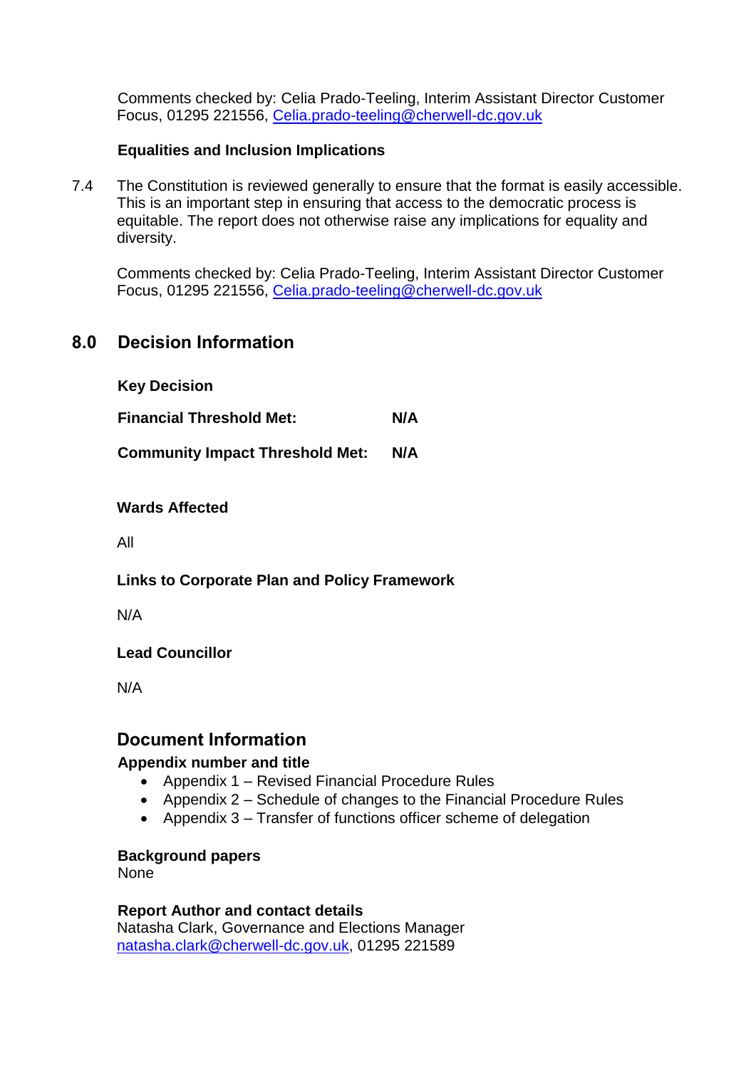Comments checked by: Celia Prado-Teeling, Interim Assistant Director Customer Focus, 01295 221556, Celia.prado-teeling@cherwell-dc.gov.uk

**Equalities and Inclusion Implications**

7.4 The Constitution is reviewed generally to ensure that the format is easily accessible. This is an important step in ensuring that access to the democratic process is equitable. The report does not otherwise raise any implications for equality and diversity.

Comments checked by: Celia Prado-Teeling, Interim Assistant Director Customer Focus, 01295 221556, Celia.prado-teeling@cherwell-dc.gov.uk

## 8.0 Decision Information

**Key Decision**

**Financial Threshold Met:** **N/A**

**Community Impact Threshold Met:** **N/A**

**Wards Affected**

All

**Links to Corporate Plan and Policy Framework**

N/A

**Lead Councillor**

N/A

## Document Information

**Appendix number and title**

- Appendix 1 – Revised Financial Procedure Rules
- Appendix 2 – Schedule of changes to the Financial Procedure Rules
- Appendix 3 – Transfer of functions officer scheme of delegation

**Background papers**

None

**Report Author and contact details**

Natasha Clark, Governance and Elections Manager
natasha.clark@cherwell-dc.gov.uk, 01295 221589